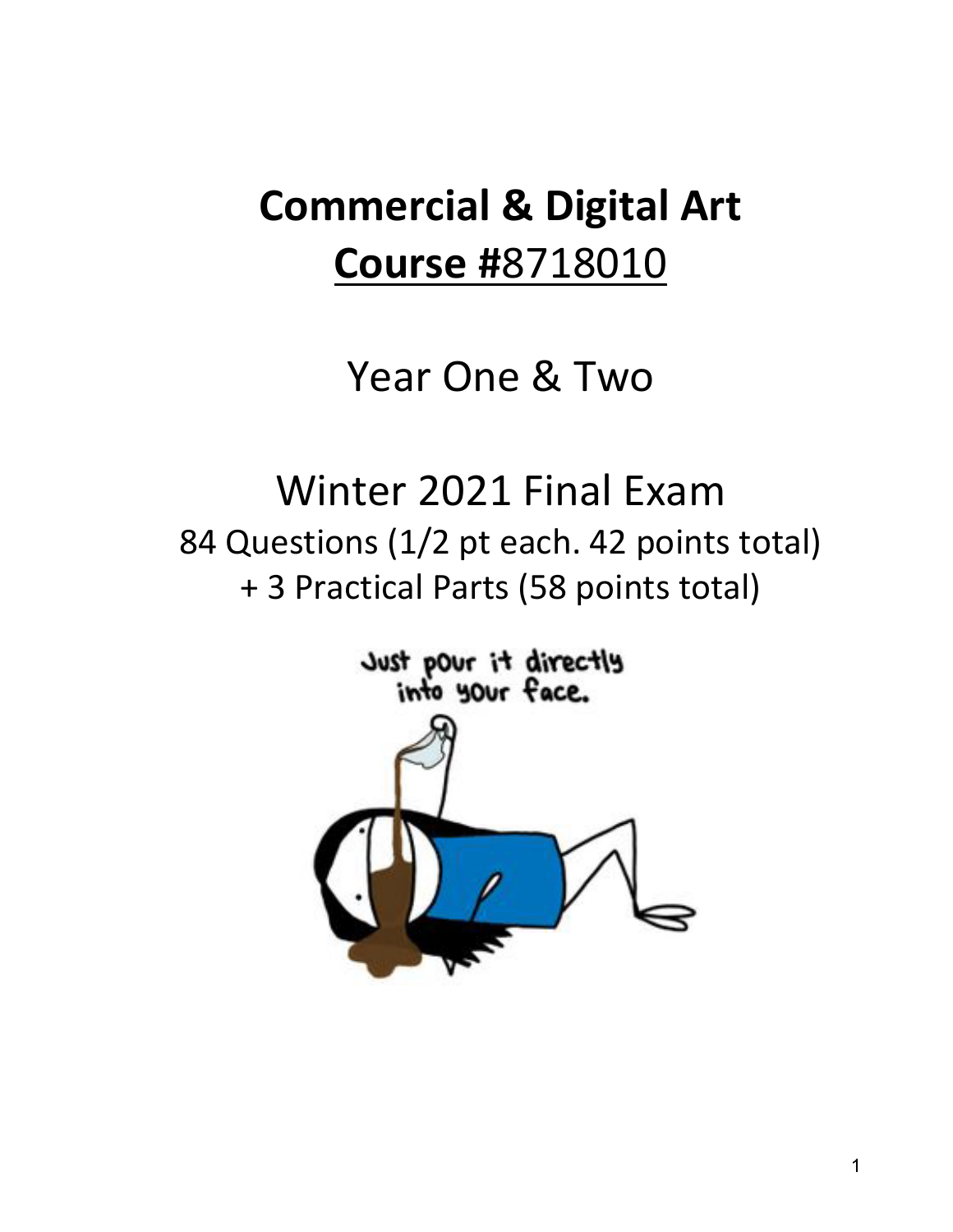# Commercial & Digital Art

## Course #8718010

Year One & Two

Winter 2021 Final Exam

84 Questions (1/2 pt each. 42 points total)

+ 3 Practical Parts (58 points total)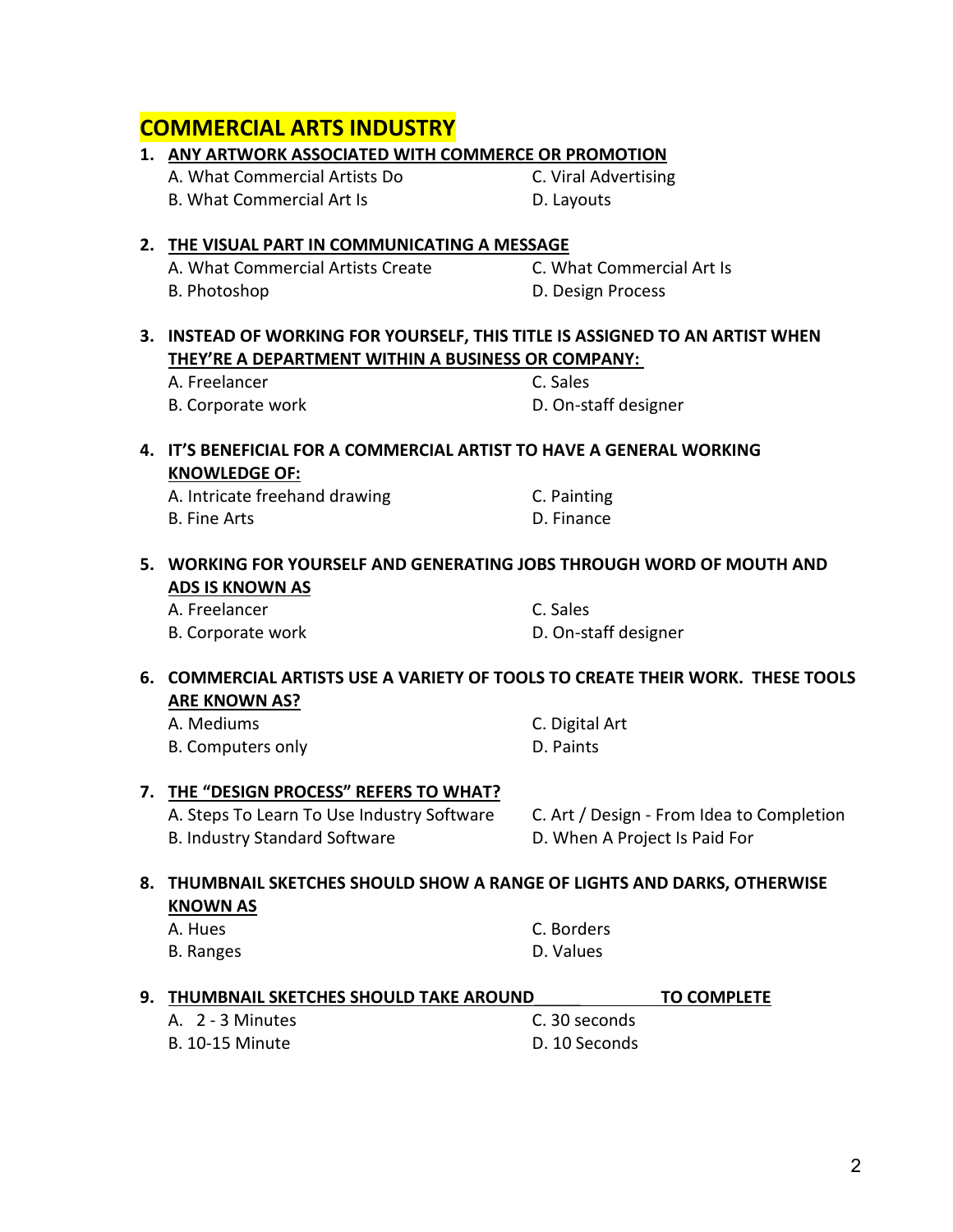# COMMERCIAL ARTS INDUSTRY

1. **ANY ARTWORK ASSOCIATED WITH COMMERCE OR PROMOTION**

   A. What Commercial Artists Do
   B. What Commercial Art Is
   C. Viral Advertising
   D. Layouts

2. **THE VISUAL PART IN COMMUNICATING A MESSAGE**

   A. What Commercial Artists Create
   B. Photoshop
   C. What Commercial Art Is
   D. Design Process

3. **INSTEAD OF WORKING FOR YOURSELF, THIS TITLE IS ASSIGNED TO AN ARTIST WHEN THEY'RE A DEPARTMENT WITHIN A BUSINESS OR COMPANY:**

   A. Freelancer
   B. Corporate work
   C. Sales
   D. On-staff designer

4. **IT'S BENEFICIAL FOR A COMMERCIAL ARTIST TO HAVE A GENERAL WORKING KNOWLEDGE OF:**

   A. Intricate freehand drawing
   B. Fine Arts
   C. Painting
   D. Finance

5. **WORKING FOR YOURSELF AND GENERATING JOBS THROUGH WORD OF MOUTH AND ADS IS KNOWN AS**

   A. Freelancer
   B. Corporate work
   C. Sales
   D. On-staff designer

6. **COMMERCIAL ARTISTS USE A VARIETY OF TOOLS TO CREATE THEIR WORK. THESE TOOLS ARE KNOWN AS?**

   A. Mediums
   B. Computers only
   C. Digital Art
   D. Paints

7. **THE "DESIGN PROCESS" REFERS TO WHAT?**

   A. Steps To Learn To Use Industry Software
   B. Industry Standard Software
   C. Art / Design - From Idea to Completion
   D. When A Project Is Paid For

8. **THUMBNAIL SKETCHES SHOULD SHOW A RANGE OF LIGHTS AND DARKS, OTHERWISE KNOWN AS**

   A. Hues
   B. Ranges
   C. Borders
   D. Values

9. **THUMBNAIL SKETCHES SHOULD TAKE AROUND\_\_\_\_\_\_\_\_\_\_\_\_\_\_\_ TO COMPLETE**

   A. 2 - 3 Minutes
   B. 10-15 Minute
   C. 30 seconds
   D. 10 Seconds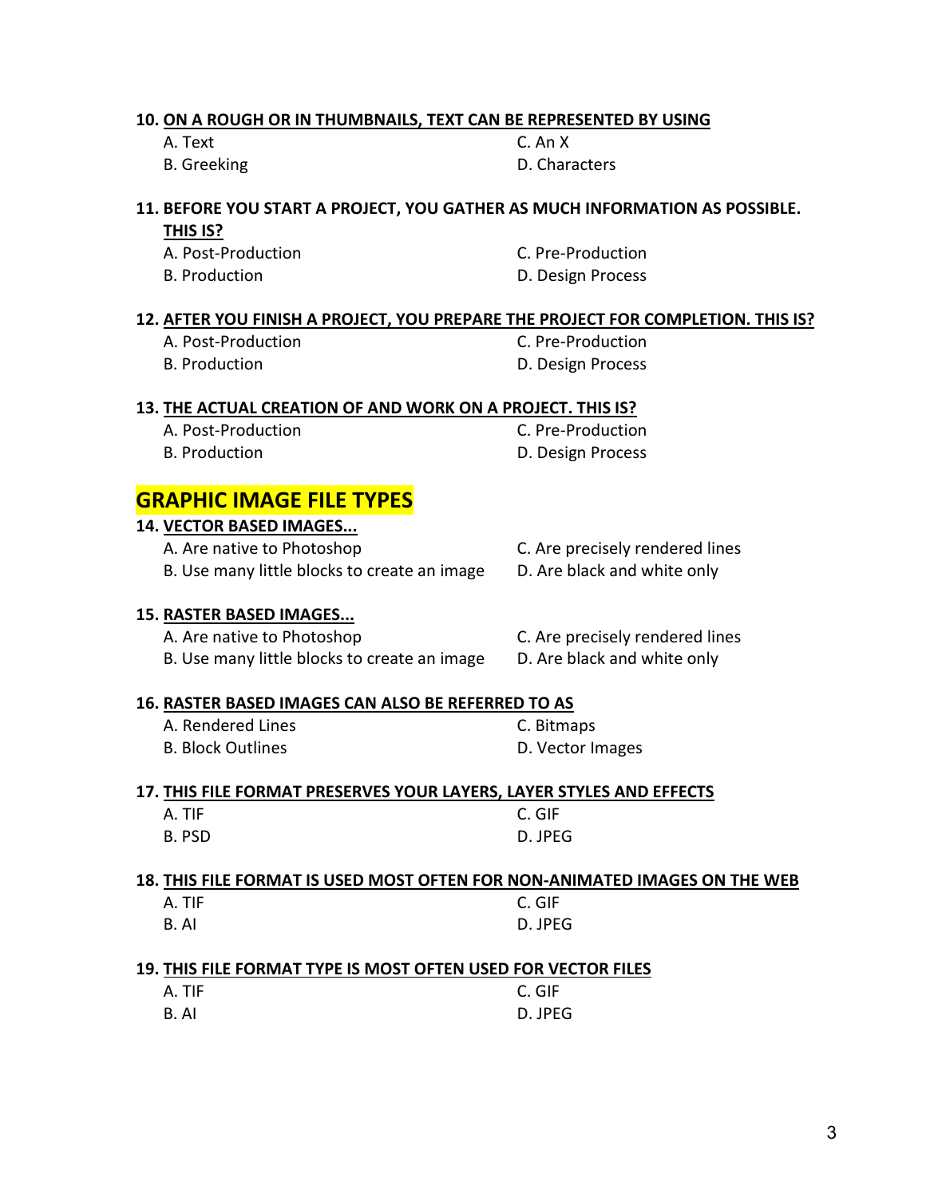**10. <u>ON A ROUGH OR IN THUMBNAILS, TEXT CAN BE REPRESENTED BY USING</u>**

A. Text
B. Greeking
C. An X
D. Characters

**11. <u>BEFORE YOU START A PROJECT, YOU GATHER AS MUCH INFORMATION AS POSSIBLE. THIS IS?</u>**

A. Post-Production
B. Production
C. Pre-Production
D. Design Process

**12. <u>AFTER YOU FINISH A PROJECT, YOU PREPARE THE PROJECT FOR COMPLETION. THIS IS?</u>**

A. Post-Production
B. Production
C. Pre-Production
D. Design Process

**13. <u>THE ACTUAL CREATION OF AND WORK ON A PROJECT. THIS IS?</u>**

A. Post-Production
B. Production
C. Pre-Production
D. Design Process

## GRAPHIC IMAGE FILE TYPES

**14. <u>VECTOR BASED IMAGES...</u>**

A. Are native to Photoshop
B. Use many little blocks to create an image
C. Are precisely rendered lines
D. Are black and white only

**15. <u>RASTER BASED IMAGES...</u>**

A. Are native to Photoshop
B. Use many little blocks to create an image
C. Are precisely rendered lines
D. Are black and white only

**16. <u>RASTER BASED IMAGES CAN ALSO BE REFERRED TO AS</u>**

A. Rendered Lines
B. Block Outlines
C. Bitmaps
D. Vector Images

**17. <u>THIS FILE FORMAT PRESERVES YOUR LAYERS, LAYER STYLES AND EFFECTS</u>**

A. TIF
B. PSD
C. GIF
D. JPEG

**18. <u>THIS FILE FORMAT IS USED MOST OFTEN FOR NON-ANIMATED IMAGES ON THE WEB</u>**

A. TIF
B. AI
C. GIF
D. JPEG

**19. <u>THIS FILE FORMAT TYPE IS MOST OFTEN USED FOR VECTOR FILES</u>**

A. TIF
B. AI
C. GIF
D. JPEG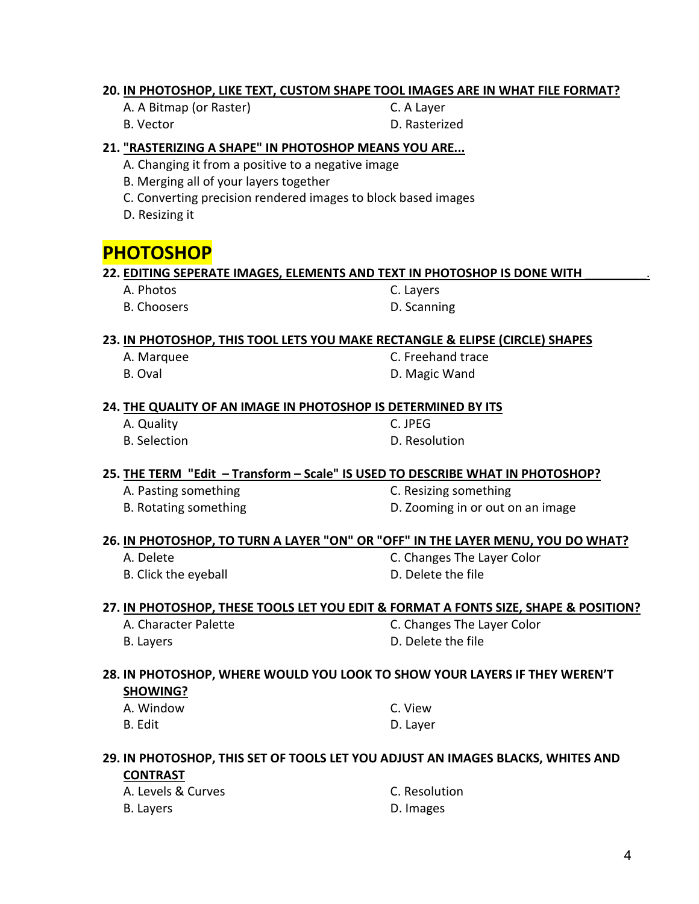**20. IN PHOTOSHOP, LIKE TEXT, CUSTOM SHAPE TOOL IMAGES ARE IN WHAT FILE FORMAT?**

A. A Bitmap (or Raster)
B. Vector
C. A Layer
D. Rasterized

**21. "RASTERIZING A SHAPE" IN PHOTOSHOP MEANS YOU ARE...**

A. Changing it from a positive to a negative image
B. Merging all of your layers together
C. Converting precision rendered images to block based images
D. Resizing it

# PHOTOSHOP

**22. EDITING SEPERATE IMAGES, ELEMENTS AND TEXT IN PHOTOSHOP IS DONE WITH _________.**

A. Photos
B. Choosers
C. Layers
D. Scanning

**23. IN PHOTOSHOP, THIS TOOL LETS YOU MAKE RECTANGLE & ELIPSE (CIRCLE) SHAPES**

A. Marquee
B. Oval
C. Freehand trace
D. Magic Wand

**24. THE QUALITY OF AN IMAGE IN PHOTOSHOP IS DETERMINED BY ITS**

A. Quality
B. Selection
C. JPEG
D. Resolution

**25. THE TERM "Edit – Transform – Scale" IS USED TO DESCRIBE WHAT IN PHOTOSHOP?**

A. Pasting something
B. Rotating something
C. Resizing something
D. Zooming in or out on an image

**26. IN PHOTOSHOP, TO TURN A LAYER "ON" OR "OFF" IN THE LAYER MENU, YOU DO WHAT?**

A. Delete
B. Click the eyeball
C. Changes The Layer Color
D. Delete the file

**27. IN PHOTOSHOP, THESE TOOLS LET YOU EDIT & FORMAT A FONTS SIZE, SHAPE & POSITION?**

A. Character Palette
B. Layers
C. Changes The Layer Color
D. Delete the file

**28. IN PHOTOSHOP, WHERE WOULD YOU LOOK TO SHOW YOUR LAYERS IF THEY WEREN'T SHOWING?**

A. Window
B. Edit
C. View
D. Layer

**29. IN PHOTOSHOP, THIS SET OF TOOLS LET YOU ADJUST AN IMAGES BLACKS, WHITES AND CONTRAST**

A. Levels & Curves
B. Layers
C. Resolution
D. Images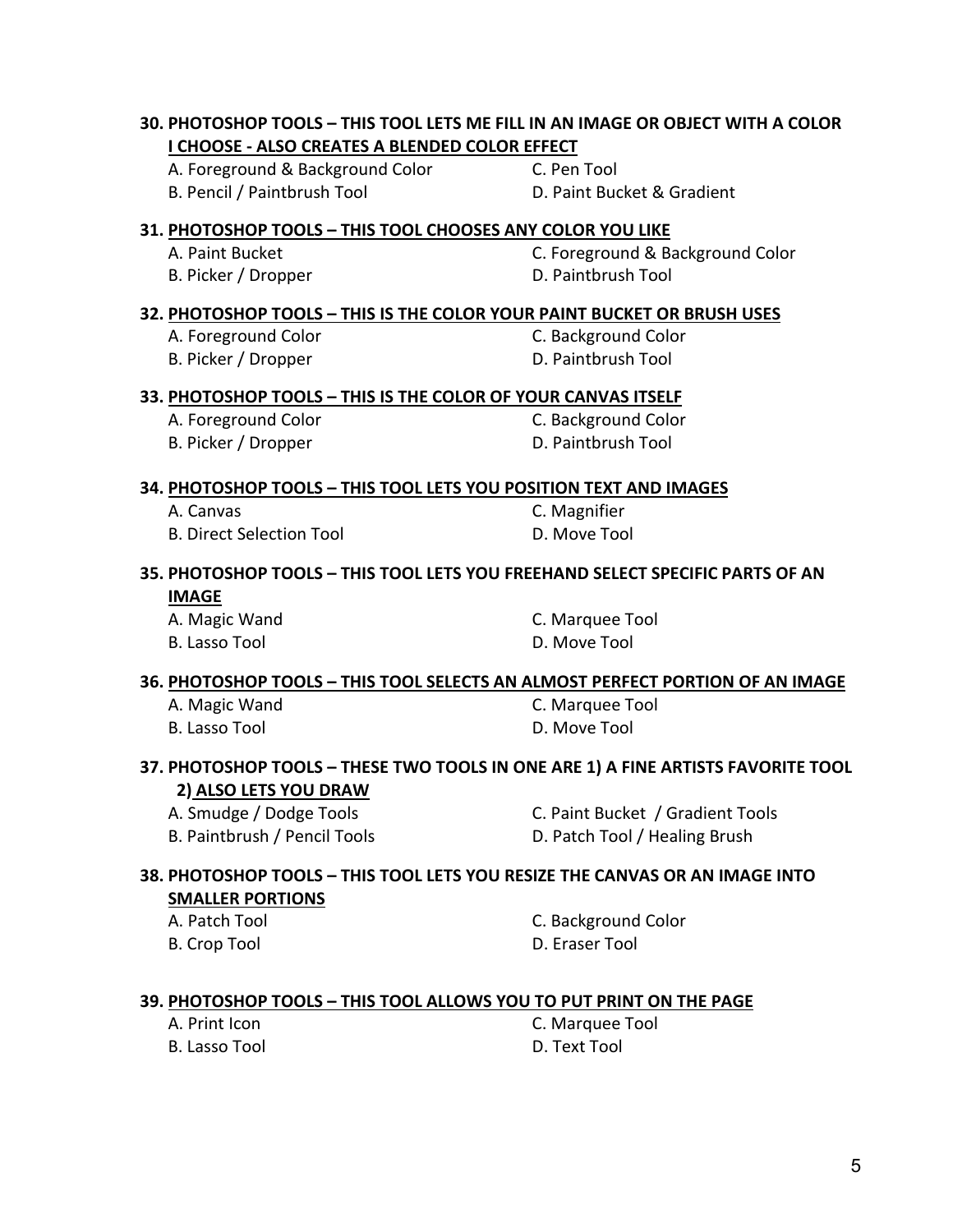**30. PHOTOSHOP TOOLS – THIS TOOL LETS ME FILL IN AN IMAGE OR OBJECT WITH A COLOR I CHOOSE - ALSO CREATES A BLENDED COLOR EFFECT**

A. Foreground & Background Color
B. Pencil / Paintbrush Tool
C. Pen Tool
D. Paint Bucket & Gradient

**31. PHOTOSHOP TOOLS – THIS TOOL CHOOSES ANY COLOR YOU LIKE**

A. Paint Bucket
B. Picker / Dropper
C. Foreground & Background Color
D. Paintbrush Tool

**32. PHOTOSHOP TOOLS – THIS IS THE COLOR YOUR PAINT BUCKET OR BRUSH USES**

A. Foreground Color
B. Picker / Dropper
C. Background Color
D. Paintbrush Tool

**33. PHOTOSHOP TOOLS – THIS IS THE COLOR OF YOUR CANVAS ITSELF**

A. Foreground Color
B. Picker / Dropper
C. Background Color
D. Paintbrush Tool

**34. PHOTOSHOP TOOLS – THIS TOOL LETS YOU POSITION TEXT AND IMAGES**

A. Canvas
B. Direct Selection Tool
C. Magnifier
D. Move Tool

**35. PHOTOSHOP TOOLS – THIS TOOL LETS YOU FREEHAND SELECT SPECIFIC PARTS OF AN IMAGE**

A. Magic Wand
B. Lasso Tool
C. Marquee Tool
D. Move Tool

**36. PHOTOSHOP TOOLS – THIS TOOL SELECTS AN ALMOST PERFECT PORTION OF AN IMAGE**

A. Magic Wand
B. Lasso Tool
C. Marquee Tool
D. Move Tool

**37. PHOTOSHOP TOOLS – THESE TWO TOOLS IN ONE ARE 1) A FINE ARTISTS FAVORITE TOOL 2) ALSO LETS YOU DRAW**

A. Smudge / Dodge Tools
B. Paintbrush / Pencil Tools
C. Paint Bucket / Gradient Tools
D. Patch Tool / Healing Brush

**38. PHOTOSHOP TOOLS – THIS TOOL LETS YOU RESIZE THE CANVAS OR AN IMAGE INTO SMALLER PORTIONS**

A. Patch Tool
B. Crop Tool
C. Background Color
D. Eraser Tool

**39. PHOTOSHOP TOOLS – THIS TOOL ALLOWS YOU TO PUT PRINT ON THE PAGE**

A. Print Icon
B. Lasso Tool
C. Marquee Tool
D. Text Tool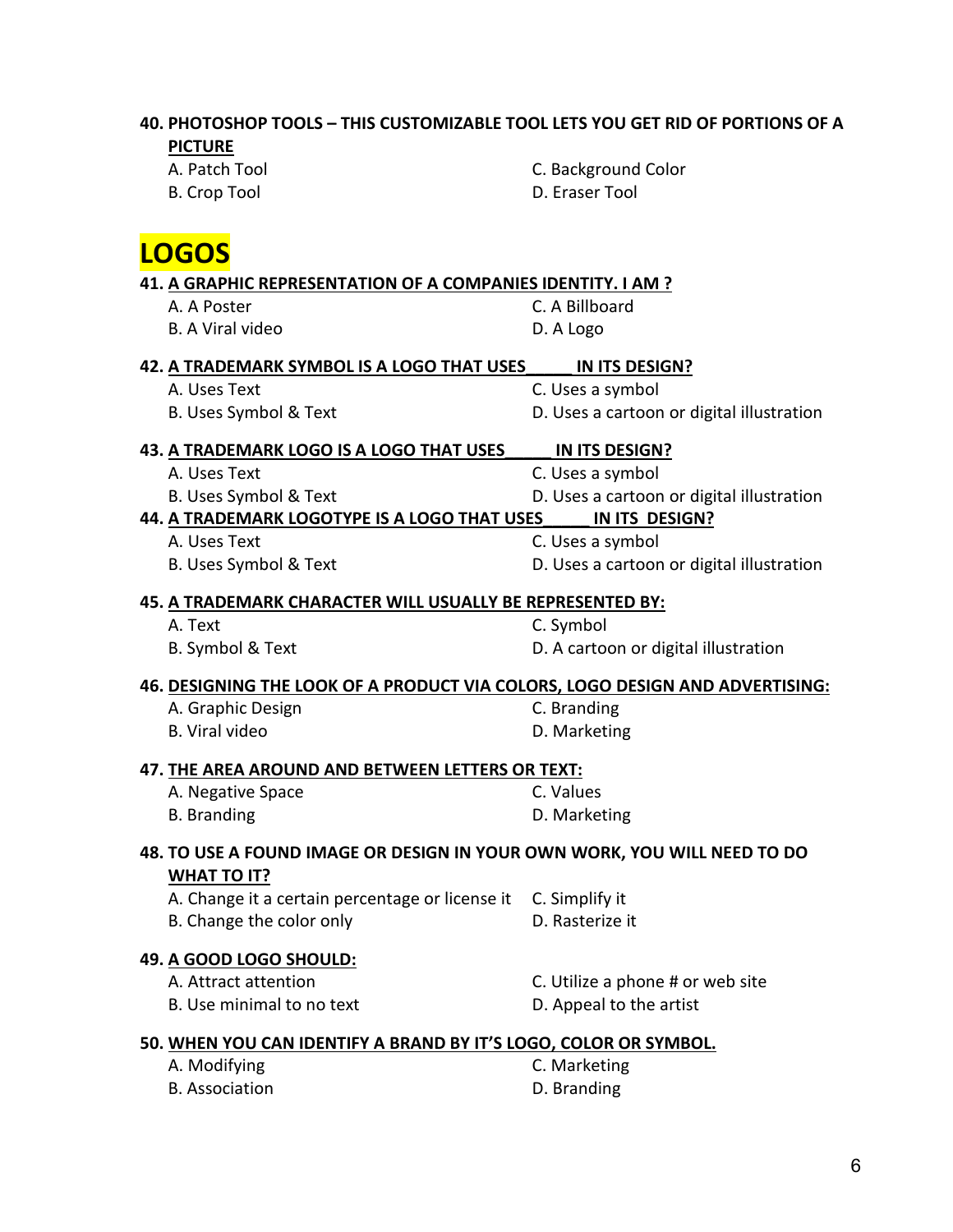**40. PHOTOSHOP TOOLS – THIS CUSTOMIZABLE TOOL LETS YOU GET RID OF PORTIONS OF A <u>PICTURE</u>**

A. Patch Tool
B. Crop Tool
C. Background Color
D. Eraser Tool

# LOGOS

**41. <u>A GRAPHIC REPRESENTATION OF A COMPANIES IDENTITY. I AM ?</u>**

A. A Poster
B. A Viral video
C. A Billboard
D. A Logo

**42. <u>A TRADEMARK SYMBOL IS A LOGO THAT USES_____ IN ITS DESIGN?</u>**

A. Uses Text
B. Uses Symbol & Text
C. Uses a symbol
D. Uses a cartoon or digital illustration

**43. <u>A TRADEMARK LOGO IS A LOGO THAT USES_____ IN ITS DESIGN?</u>**

A. Uses Text
B. Uses Symbol & Text
C. Uses a symbol
D. Uses a cartoon or digital illustration

**44. <u>A TRADEMARK LOGOTYPE IS A LOGO THAT USES_____ IN ITS DESIGN?</u>**

A. Uses Text
B. Uses Symbol & Text
C. Uses a symbol
D. Uses a cartoon or digital illustration

**45. <u>A TRADEMARK CHARACTER WILL USUALLY BE REPRESENTED BY:</u>**

A. Text
B. Symbol & Text
C. Symbol
D. A cartoon or digital illustration

**46. <u>DESIGNING THE LOOK OF A PRODUCT VIA COLORS, LOGO DESIGN AND ADVERTISING:</u>**

A. Graphic Design
B. Viral video
C. Branding
D. Marketing

**47. <u>THE AREA AROUND AND BETWEEN LETTERS OR TEXT:</u>**

A. Negative Space
B. Branding
C. Values
D. Marketing

**48. TO USE A FOUND IMAGE OR DESIGN IN YOUR OWN WORK, YOU WILL NEED TO DO <u>WHAT TO IT?</u>**

A. Change it a certain percentage or license it
B. Change the color only
C. Simplify it
D. Rasterize it

**49. <u>A GOOD LOGO SHOULD:</u>**

A. Attract attention
B. Use minimal to no text
C. Utilize a phone # or web site
D. Appeal to the artist

**50. <u>WHEN YOU CAN IDENTIFY A BRAND BY IT'S LOGO, COLOR OR SYMBOL.</u>**

A. Modifying
B. Association
C. Marketing
D. Branding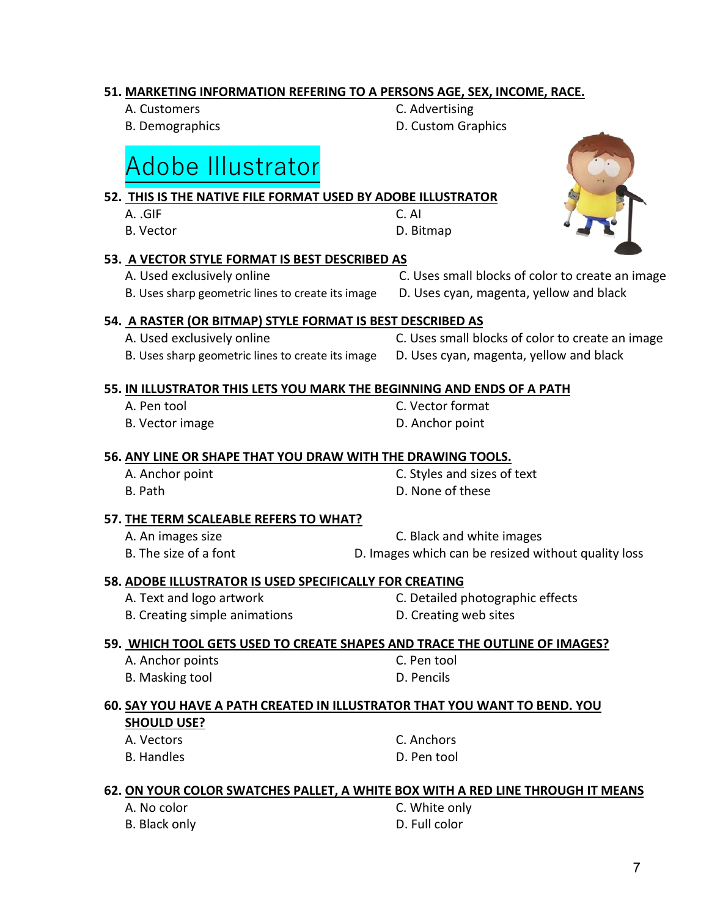**51. MARKETING INFORMATION REFERING TO A PERSONS AGE, SEX, INCOME, RACE.**

A. Customers
B. Demographics
C. Advertising
D. Custom Graphics

# Adobe Illustrator

**52. THIS IS THE NATIVE FILE FORMAT USED BY ADOBE ILLUSTRATOR**

A. .GIF
B. Vector
C. AI
D. Bitmap

**53. A VECTOR STYLE FORMAT IS BEST DESCRIBED AS**

A. Used exclusively online
B. Uses sharp geometric lines to create its image
C. Uses small blocks of color to create an image
D. Uses cyan, magenta, yellow and black

**54. A RASTER (OR BITMAP) STYLE FORMAT IS BEST DESCRIBED AS**

A. Used exclusively online
B. Uses sharp geometric lines to create its image
C. Uses small blocks of color to create an image
D. Uses cyan, magenta, yellow and black

**55. IN ILLUSTRATOR THIS LETS YOU MARK THE BEGINNING AND ENDS OF A PATH**

A. Pen tool
B. Vector image
C. Vector format
D. Anchor point

**56. ANY LINE OR SHAPE THAT YOU DRAW WITH THE DRAWING TOOLS.**

A. Anchor point
B. Path
C. Styles and sizes of text
D. None of these

**57. THE TERM SCALEABLE REFERS TO WHAT?**

A. An images size
B. The size of a font
C. Black and white images
D. Images which can be resized without quality loss

**58. ADOBE ILLUSTRATOR IS USED SPECIFICALLY FOR CREATING**

A. Text and logo artwork
B. Creating simple animations
C. Detailed photographic effects
D. Creating web sites

**59. WHICH TOOL GETS USED TO CREATE SHAPES AND TRACE THE OUTLINE OF IMAGES?**

A. Anchor points
B. Masking tool
C. Pen tool
D. Pencils

**60. SAY YOU HAVE A PATH CREATED IN ILLUSTRATOR THAT YOU WANT TO BEND. YOU SHOULD USE?**

A. Vectors
B. Handles
C. Anchors
D. Pen tool

**62. ON YOUR COLOR SWATCHES PALLET, A WHITE BOX WITH A RED LINE THROUGH IT MEANS**

A. No color
B. Black only
C. White only
D. Full color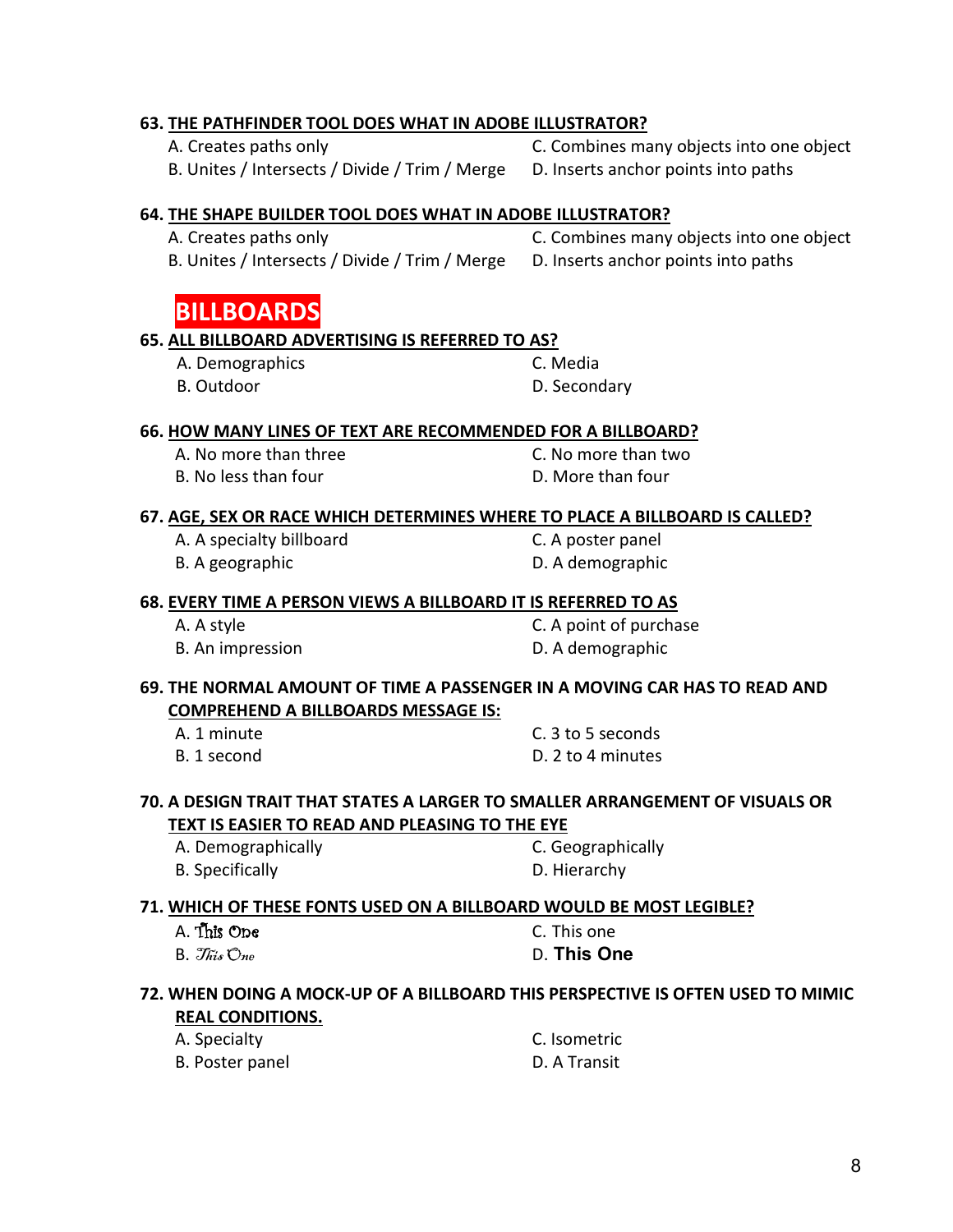**63. <u>THE PATHFINDER TOOL DOES WHAT IN ADOBE ILLUSTRATOR?</u>**

A. Creates paths only
B. Unites / Intersects / Divide / Trim / Merge
C. Combines many objects into one object
D. Inserts anchor points into paths

**64. <u>THE SHAPE BUILDER TOOL DOES WHAT IN ADOBE ILLUSTRATOR?</u>**

A. Creates paths only
B. Unites / Intersects / Divide / Trim / Merge
C. Combines many objects into one object
D. Inserts anchor points into paths

## BILLBOARDS

**65. <u>ALL BILLBOARD ADVERTISING IS REFERRED TO AS?</u>**

A. Demographics
B. Outdoor
C. Media
D. Secondary

**66. <u>HOW MANY LINES OF TEXT ARE RECOMMENDED FOR A BILLBOARD?</u>**

A. No more than three
B. No less than four
C. No more than two
D. More than four

**67. <u>AGE, SEX OR RACE WHICH DETERMINES WHERE TO PLACE A BILLBOARD IS CALLED?</u>**

A. A specialty billboard
B. A geographic
C. A poster panel
D. A demographic

**68. <u>EVERY TIME A PERSON VIEWS A BILLBOARD IT IS REFERRED TO AS</u>**

A. A style
B. An impression
C. A point of purchase
D. A demographic

**69. THE NORMAL AMOUNT OF TIME A PASSENGER IN A MOVING CAR HAS TO READ AND <u>COMPREHEND A BILLBOARDS MESSAGE IS:</u>**

A. 1 minute
B. 1 second
C. 3 to 5 seconds
D. 2 to 4 minutes

**70. A DESIGN TRAIT THAT STATES A LARGER TO SMALLER ARRANGEMENT OF VISUALS OR <u>TEXT IS EASIER TO READ AND PLEASING TO THE EYE</u>**

A. Demographically
B. Specifically
C. Geographically
D. Hierarchy

**71. <u>WHICH OF THESE FONTS USED ON A BILLBOARD WOULD BE MOST LEGIBLE?</u>**

A. This One
B. *This One*
C. This one
D. **This One**

**72. WHEN DOING A MOCK-UP OF A BILLBOARD THIS PERSPECTIVE IS OFTEN USED TO MIMIC <u>REAL CONDITIONS.</u>**

A. Specialty
B. Poster panel
C. Isometric
D. A Transit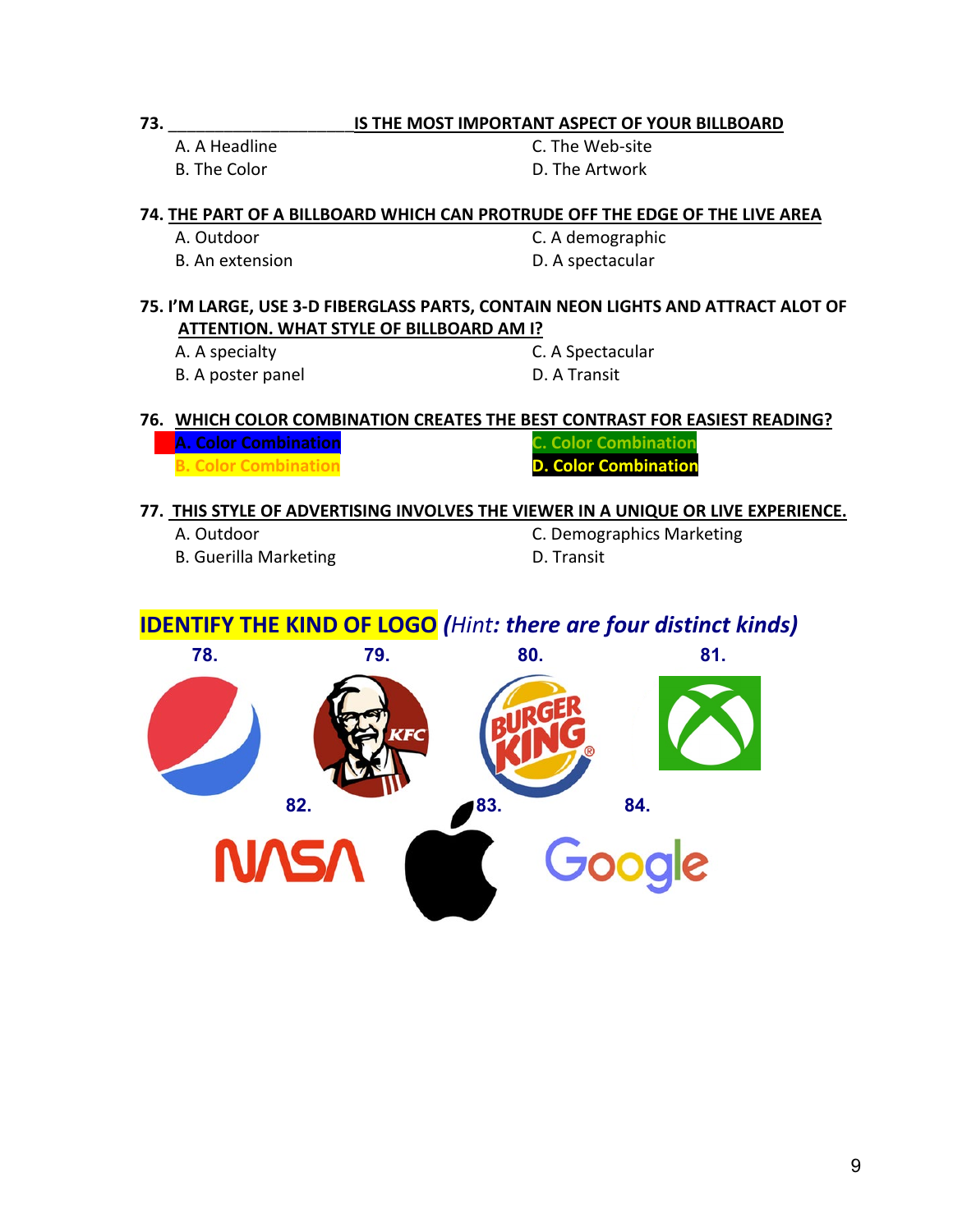**73. ____________________ IS THE MOST IMPORTANT ASPECT OF YOUR BILLBOARD**

A. A Headline
B. The Color
C. The Web-site
D. The Artwork

**74. THE PART OF A BILLBOARD WHICH CAN PROTRUDE OFF THE EDGE OF THE LIVE AREA**

A. Outdoor
B. An extension
C. A demographic
D. A spectacular

**75. I'M LARGE, USE 3-D FIBERGLASS PARTS, CONTAIN NEON LIGHTS AND ATTRACT ALOT OF ATTENTION. WHAT STYLE OF BILLBOARD AM I?**

A. A specialty
B. A poster panel
C. A Spectacular
D. A Transit

**76. WHICH COLOR COMBINATION CREATES THE BEST CONTRAST FOR EASIEST READING?**

A. Color Combination
B. Color Combination
C. Color Combination
D. Color Combination

**77. THIS STYLE OF ADVERTISING INVOLVES THE VIEWER IN A UNIQUE OR LIVE EXPERIENCE.**

A. Outdoor
B. Guerilla Marketing
C. Demographics Marketing
D. Transit

**IDENTIFY THE KIND OF LOGO** ***(Hint: there are four distinct kinds)***

78.

79.

80.

81.

82.

83.

84.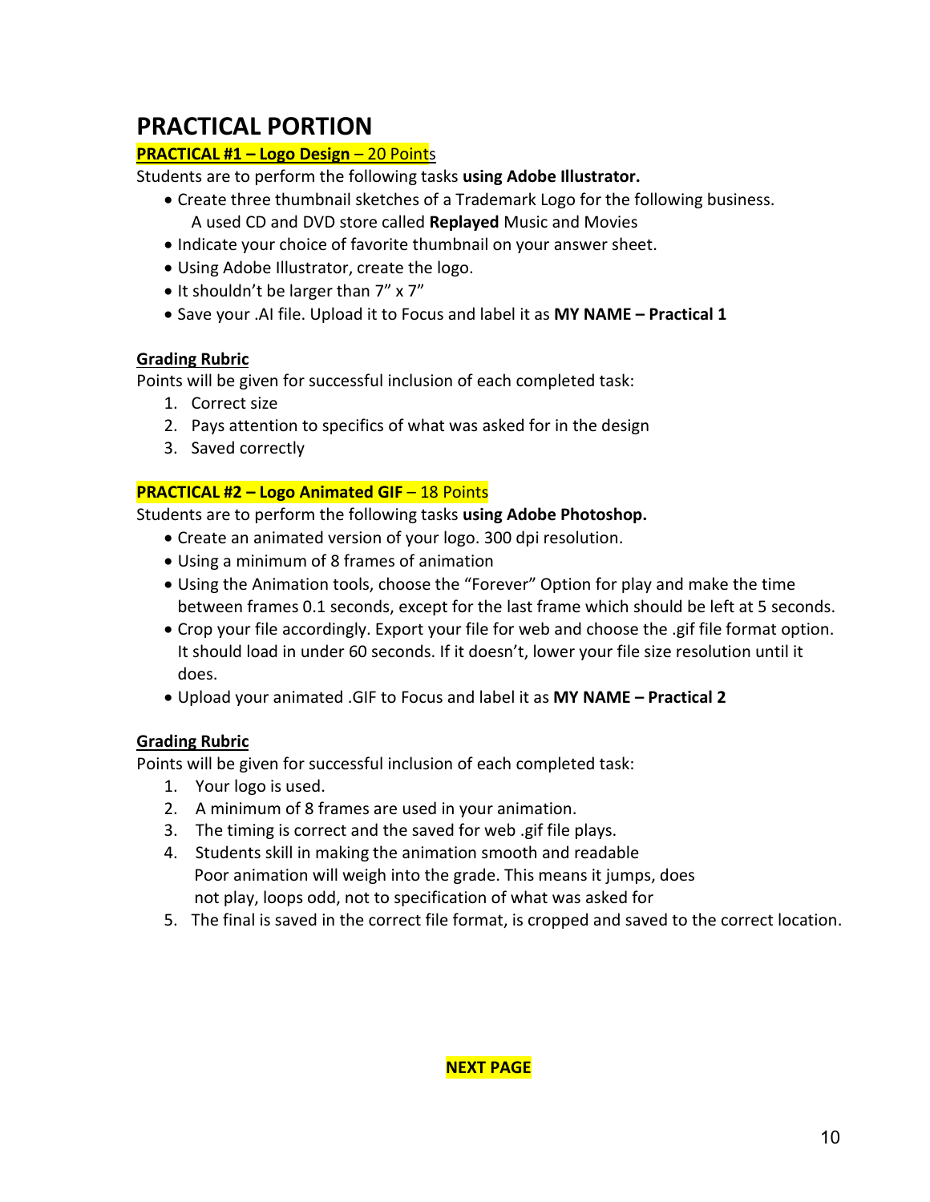# PRACTICAL PORTION

**PRACTICAL #1 – Logo Design** – 20 Points

Students are to perform the following tasks **using Adobe Illustrator.**

- Create three thumbnail sketches of a Trademark Logo for the following business. A used CD and DVD store called **Replayed** Music and Movies
- Indicate your choice of favorite thumbnail on your answer sheet.
- Using Adobe Illustrator, create the logo.
- It shouldn't be larger than 7" x 7"
- Save your .AI file. Upload it to Focus and label it as **MY NAME – Practical 1**

**Grading Rubric**

Points will be given for successful inclusion of each completed task:

1. Correct size
2. Pays attention to specifics of what was asked for in the design
3. Saved correctly

**PRACTICAL #2 – Logo Animated GIF** – 18 Points

Students are to perform the following tasks **using Adobe Photoshop.**

- Create an animated version of your logo. 300 dpi resolution.
- Using a minimum of 8 frames of animation
- Using the Animation tools, choose the "Forever" Option for play and make the time between frames 0.1 seconds, except for the last frame which should be left at 5 seconds.
- Crop your file accordingly. Export your file for web and choose the .gif file format option. It should load in under 60 seconds. If it doesn't, lower your file size resolution until it does.
- Upload your animated .GIF to Focus and label it as **MY NAME – Practical 2**

**Grading Rubric**

Points will be given for successful inclusion of each completed task:

1. Your logo is used.
2. A minimum of 8 frames are used in your animation.
3. The timing is correct and the saved for web .gif file plays.
4. Students skill in making the animation smooth and readable
   Poor animation will weigh into the grade. This means it jumps, does not play, loops odd, not to specification of what was asked for
5. The final is saved in the correct file format, is cropped and saved to the correct location.

**NEXT PAGE**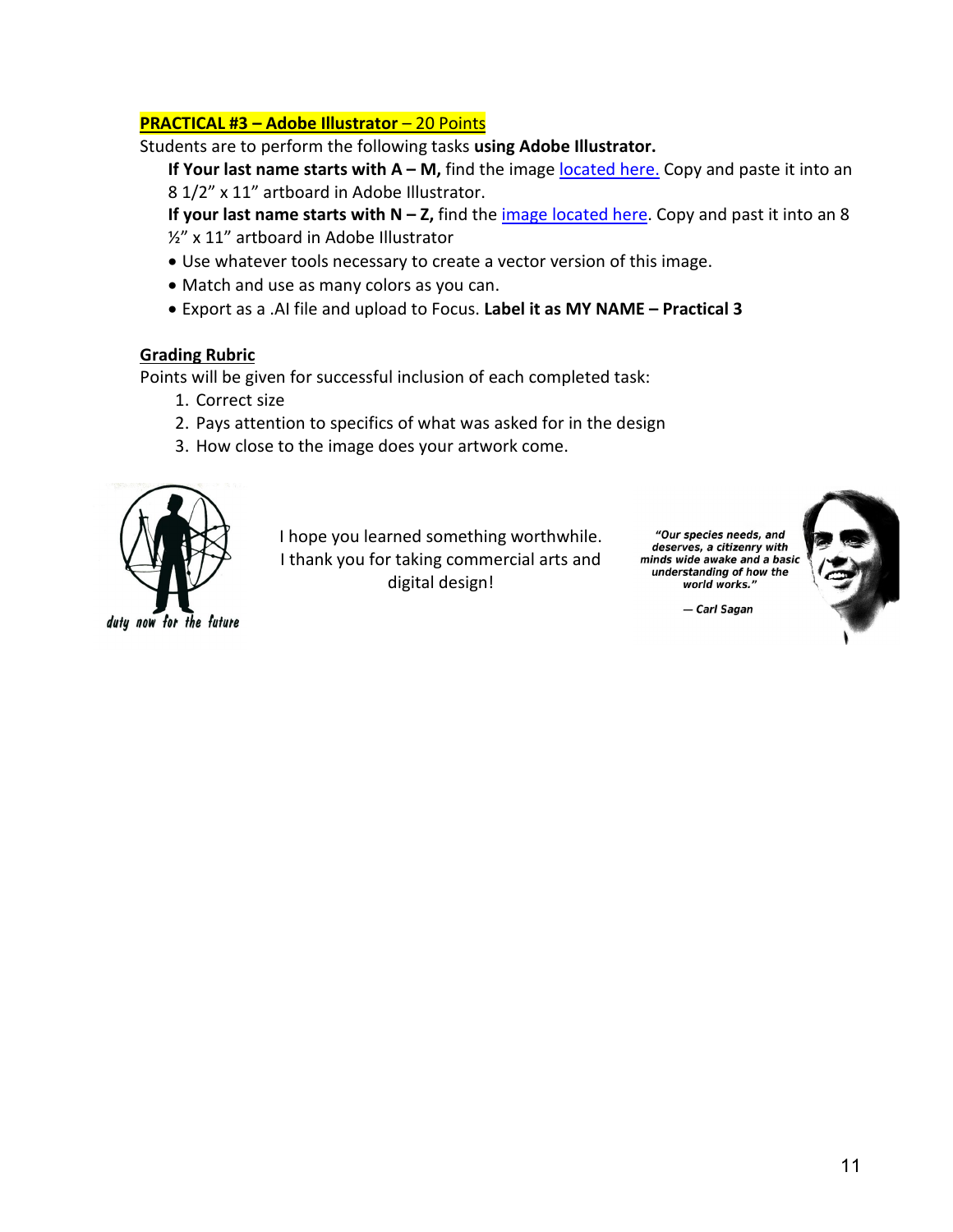**PRACTICAL #3 – Adobe Illustrator – 20 Points**

Students are to perform the following tasks **using Adobe Illustrator.**

**If Your last name starts with A – M,** find the image located here. Copy and paste it into an 8 1/2" x 11" artboard in Adobe Illustrator.

**If your last name starts with N – Z,** find the image located here. Copy and past it into an 8 ½" x 11" artboard in Adobe Illustrator

- Use whatever tools necessary to create a vector version of this image.
- Match and use as many colors as you can.
- Export as a .AI file and upload to Focus. **Label it as MY NAME – Practical 3**

**Grading Rubric**

Points will be given for successful inclusion of each completed task:

1. Correct size
2. Pays attention to specifics of what was asked for in the design
3. How close to the image does your artwork come.

duty now for the future

I hope you learned something worthwhile. I thank you for taking commercial arts and digital design!

*"Our species needs, and deserves, a citizenry with minds wide awake and a basic understanding of how the world works."*

*— Carl Sagan*